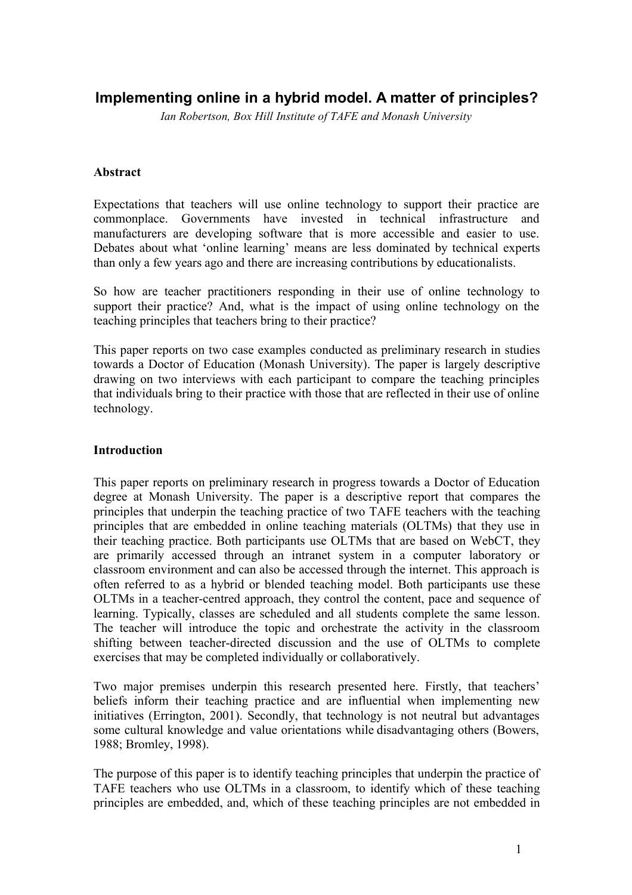# Implementing online in a hybrid model. A matter of principles?

*Ian Robertson, Box Hill Institute of TAFE and Monash University*

## Abstract

Expectations that teachers will use online technology to support their practice are commonplace. Governments have invested in technical infrastructure and manufacturers are developing software that is more accessible and easier to use. Debates about what 'online learning' means are less dominated by technical experts than only a few years ago and there are increasing contributions by educationalists.

So how are teacher practitioners responding in their use of online technology to support their practice? And, what is the impact of using online technology on the teaching principles that teachers bring to their practice?

This paper reports on two case examples conducted as preliminary research in studies towards a Doctor of Education (Monash University). The paper is largely descriptive drawing on two interviews with each participant to compare the teaching principles that individuals bring to their practice with those that are reflected in their use of online technology.

## Introduction

This paper reports on preliminary research in progress towards a Doctor of Education degree at Monash University. The paper is a descriptive report that compares the principles that underpin the teaching practice of two TAFE teachers with the teaching principles that are embedded in online teaching materials (OLTMs) that they use in their teaching practice. Both participants use OLTMs that are based on WebCT, they are primarily accessed through an intranet system in a computer laboratory or classroom environment and can also be accessed through the internet. This approach is often referred to as a hybrid or blended teaching model. Both participants use these OLTMs in a teacher-centred approach, they control the content, pace and sequence of learning. Typically, classes are scheduled and all students complete the same lesson. The teacher will introduce the topic and orchestrate the activity in the classroom shifting between teacher-directed discussion and the use of OLTMs to complete exercises that may be completed individually or collaboratively.

Two major premises underpin this research presented here. Firstly, that teachers' beliefs inform their teaching practice and are influential when implementing new initiatives (Errington, 2001). Secondly, that technology is not neutral but advantages some cultural knowledge and value orientations while disadvantaging others (Bowers, 1988; Bromley, 1998).

The purpose of this paper is to identify teaching principles that underpin the practice of TAFE teachers who use OLTMs in a classroom, to identify which of these teaching principles are embedded, and, which of these teaching principles are not embedded in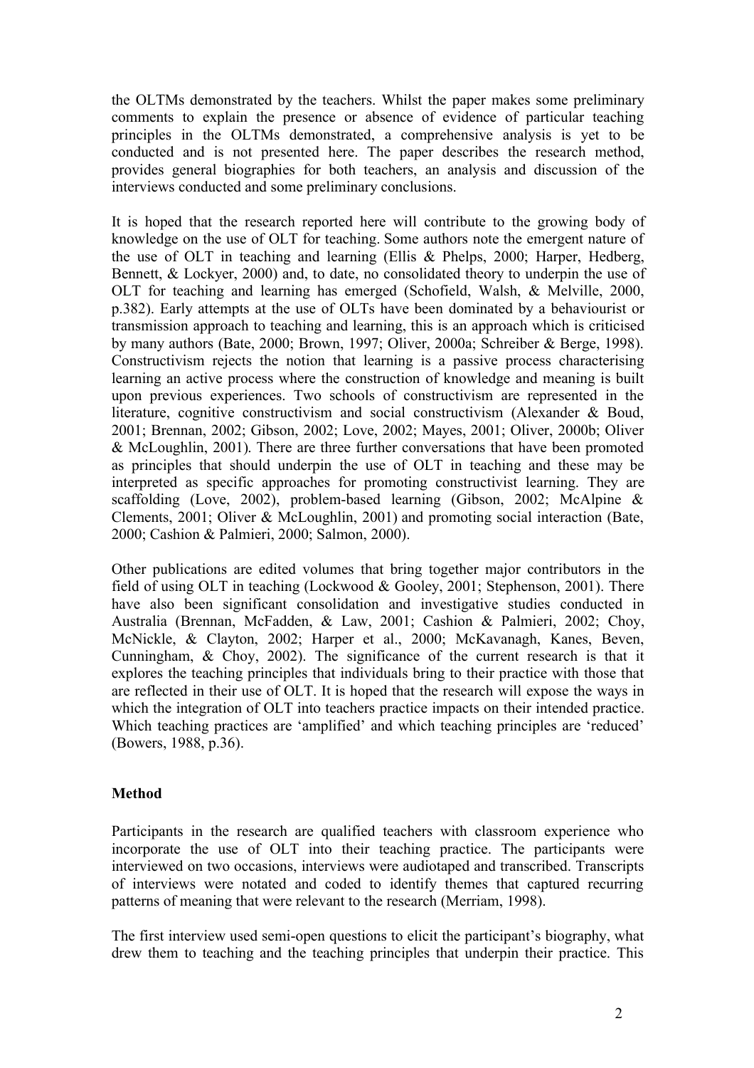the OLTMs demonstrated by the teachers. Whilst the paper makes some preliminary comments to explain the presence or absence of evidence of particular teaching principles in the OLTMs demonstrated, a comprehensive analysis is yet to be conducted and is not presented here. The paper describes the research method, provides general biographies for both teachers, an analysis and discussion of the interviews conducted and some preliminary conclusions.

It is hoped that the research reported here will contribute to the growing body of knowledge on the use of OLT for teaching. Some authors note the emergent nature of the use of OLT in teaching and learning (Ellis & Phelps, 2000; Harper, Hedberg, Bennett, & Lockyer, 2000) and, to date, no consolidated theory to underpin the use of OLT for teaching and learning has emerged (Schofield, Walsh, & Melville, 2000, p.382). Early attempts at the use of OLTs have been dominated by a behaviourist or transmission approach to teaching and learning, this is an approach which is criticised by many authors (Bate, 2000; Brown, 1997; Oliver, 2000a; Schreiber & Berge, 1998). Constructivism rejects the notion that learning is a passive process characterising learning an active process where the construction of knowledge and meaning is built upon previous experiences. Two schools of constructivism are represented in the literature, cognitive constructivism and social constructivism (Alexander & Boud, 2001; Brennan, 2002; Gibson, 2002; Love, 2002; Mayes, 2001; Oliver, 2000b; Oliver & McLoughlin, 2001). There are three further conversations that have been promoted as principles that should underpin the use of OLT in teaching and these may be interpreted as specific approaches for promoting constructivist learning. They are scaffolding (Love, 2002), problem-based learning (Gibson, 2002; McAlpine & Clements, 2001; Oliver & McLoughlin, 2001) and promoting social interaction (Bate, 2000; Cashion & Palmieri, 2000; Salmon, 2000).

Other publications are edited volumes that bring together major contributors in the field of using OLT in teaching (Lockwood & Gooley, 2001; Stephenson, 2001). There have also been significant consolidation and investigative studies conducted in Australia (Brennan, McFadden, & Law, 2001; Cashion & Palmieri, 2002; Choy, McNickle, & Clayton, 2002; Harper et al., 2000; McKavanagh, Kanes, Beven, Cunningham, & Choy, 2002). The significance of the current research is that it explores the teaching principles that individuals bring to their practice with those that are reflected in their use of OLT. It is hoped that the research will expose the ways in which the integration of OLT into teachers practice impacts on their intended practice. Which teaching practices are 'amplified' and which teaching principles are 'reduced' (Bowers, 1988, p.36).

## Method

Participants in the research are qualified teachers with classroom experience who incorporate the use of OLT into their teaching practice. The participants were interviewed on two occasions, interviews were audiotaped and transcribed. Transcripts of interviews were notated and coded to identify themes that captured recurring patterns of meaning that were relevant to the research (Merriam, 1998).

The first interview used semi-open questions to elicit the participant's biography, what drew them to teaching and the teaching principles that underpin their practice. This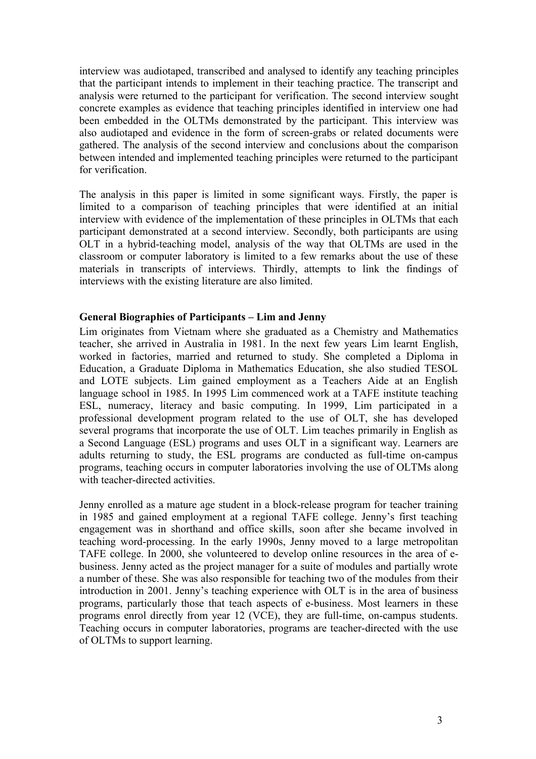interview was audiotaped, transcribed and analysed to identify any teaching principles that the participant intends to implement in their teaching practice. The transcript and analysis were returned to the participant for verification. The second interview sought concrete examples as evidence that teaching principles identified in interview one had been embedded in the OLTMs demonstrated by the participant. This interview was also audiotaped and evidence in the form of screen-grabs or related documents were gathered. The analysis of the second interview and conclusions about the comparison between intended and implemented teaching principles were returned to the participant for verification.

The analysis in this paper is limited in some significant ways. Firstly, the paper is limited to a comparison of teaching principles that were identified at an initial interview with evidence of the implementation of these principles in OLTMs that each participant demonstrated at a second interview. Secondly, both participants are using OLT in a hybrid-teaching model, analysis of the way that OLTMs are used in the classroom or computer laboratory is limited to a few remarks about the use of these materials in transcripts of interviews. Thirdly, attempts to link the findings of interviews with the existing literature are also limited.

**General Biographies of Participants – Lim and Jenny**

Lim originates from Vietnam where she graduated as a Chemistry and Mathematics teacher, she arrived in Australia in 1981. In the next few years Lim learnt English, worked in factories, married and returned to study. She completed a Diploma in Education, a Graduate Diploma in Mathematics Education, she also studied TESOL and LOTE subjects. Lim gained employment as a Teachers Aide at an English language school in 1985. In 1995 Lim commenced work at a TAFE institute teaching ESL, numeracy, literacy and basic computing. In 1999, Lim participated in a professional development program related to the use of OLT, she has developed several programs that incorporate the use of OLT. Lim teaches primarily in English as a Second Language (ESL) programs and uses OLT in a significant way. Learners are adults returning to study, the ESL programs are conducted as full-time on-campus programs, teaching occurs in computer laboratories involving the use of OLTMs along with teacher-directed activities.

Jenny enrolled as a mature age student in a block-release program for teacher training in 1985 and gained employment at a regional TAFE college. Jenny's first teaching engagement was in shorthand and office skills, soon after she became involved in teaching word-processing. In the early 1990s, Jenny moved to a large metropolitan TAFE college. In 2000, she volunteered to develop online resources in the area of e-business. Jenny acted as the project manager for a suite of modules and partially wrote a number of these. She was also responsible for teaching two of the modules from their introduction in 2001. Jenny's teaching experience with OLT is in the area of business programs, particularly those that teach aspects of e-business. Most learners in these programs enrol directly from year 12 (VCE), they are full-time, on-campus students. Teaching occurs in computer laboratories, programs are teacher-directed with the use of OLTMs to support learning.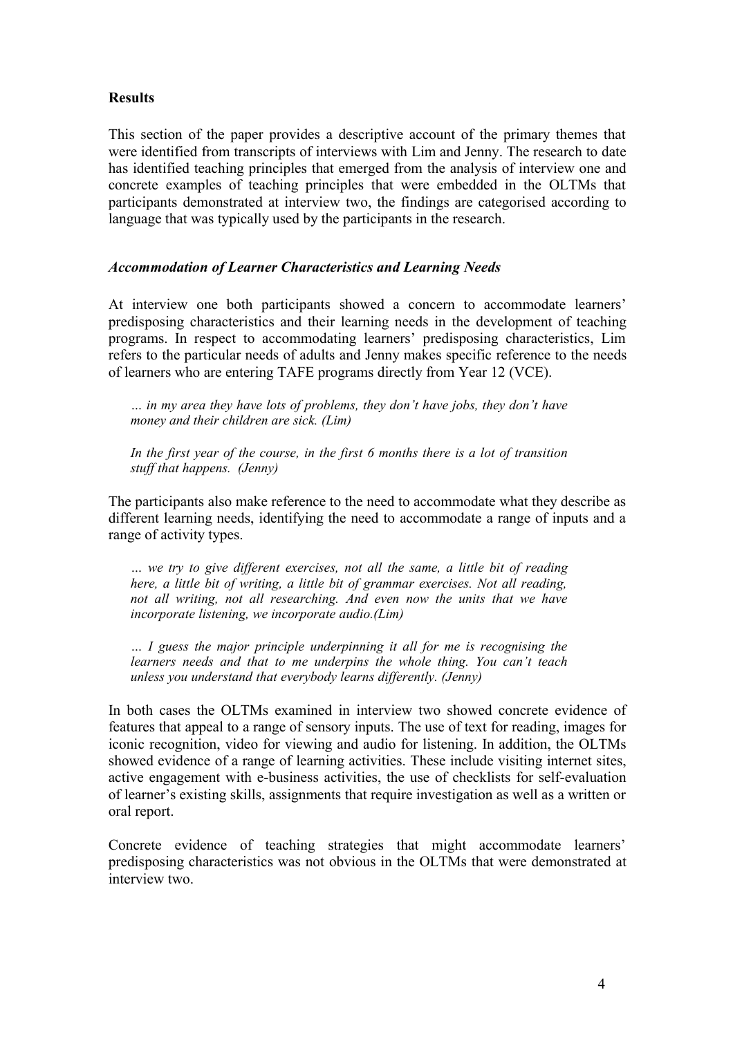## Results

This section of the paper provides a descriptive account of the primary themes that were identified from transcripts of interviews with Lim and Jenny. The research to date has identified teaching principles that emerged from the analysis of interview one and concrete examples of teaching principles that were embedded in the OLTMs that participants demonstrated at interview two, the findings are categorised according to language that was typically used by the participants in the research.

### *Accommodation of Learner Characteristics and Learning Needs*

At interview one both participants showed a concern to accommodate learners' predisposing characteristics and their learning needs in the development of teaching programs. In respect to accommodating learners' predisposing characteristics, Lim refers to the particular needs of adults and Jenny makes specific reference to the needs of learners who are entering TAFE programs directly from Year 12 (VCE).

> *… in my area they have lots of problems, they don't have jobs, they don't have money and their children are sick. (Lim)*
>
> *In the first year of the course, in the first 6 months there is a lot of transition stuff that happens. (Jenny)*

The participants also make reference to the need to accommodate what they describe as different learning needs, identifying the need to accommodate a range of inputs and a range of activity types.

> *… we try to give different exercises, not all the same, a little bit of reading here, a little bit of writing, a little bit of grammar exercises. Not all reading, not all writing, not all researching. And even now the units that we have incorporate listening, we incorporate audio.(Lim)*
>
> *… I guess the major principle underpinning it all for me is recognising the learners needs and that to me underpins the whole thing. You can't teach unless you understand that everybody learns differently. (Jenny)*

In both cases the OLTMs examined in interview two showed concrete evidence of features that appeal to a range of sensory inputs. The use of text for reading, images for iconic recognition, video for viewing and audio for listening. In addition, the OLTMs showed evidence of a range of learning activities. These include visiting internet sites, active engagement with e-business activities, the use of checklists for self-evaluation of learner's existing skills, assignments that require investigation as well as a written or oral report.

Concrete evidence of teaching strategies that might accommodate learners' predisposing characteristics was not obvious in the OLTMs that were demonstrated at interview two.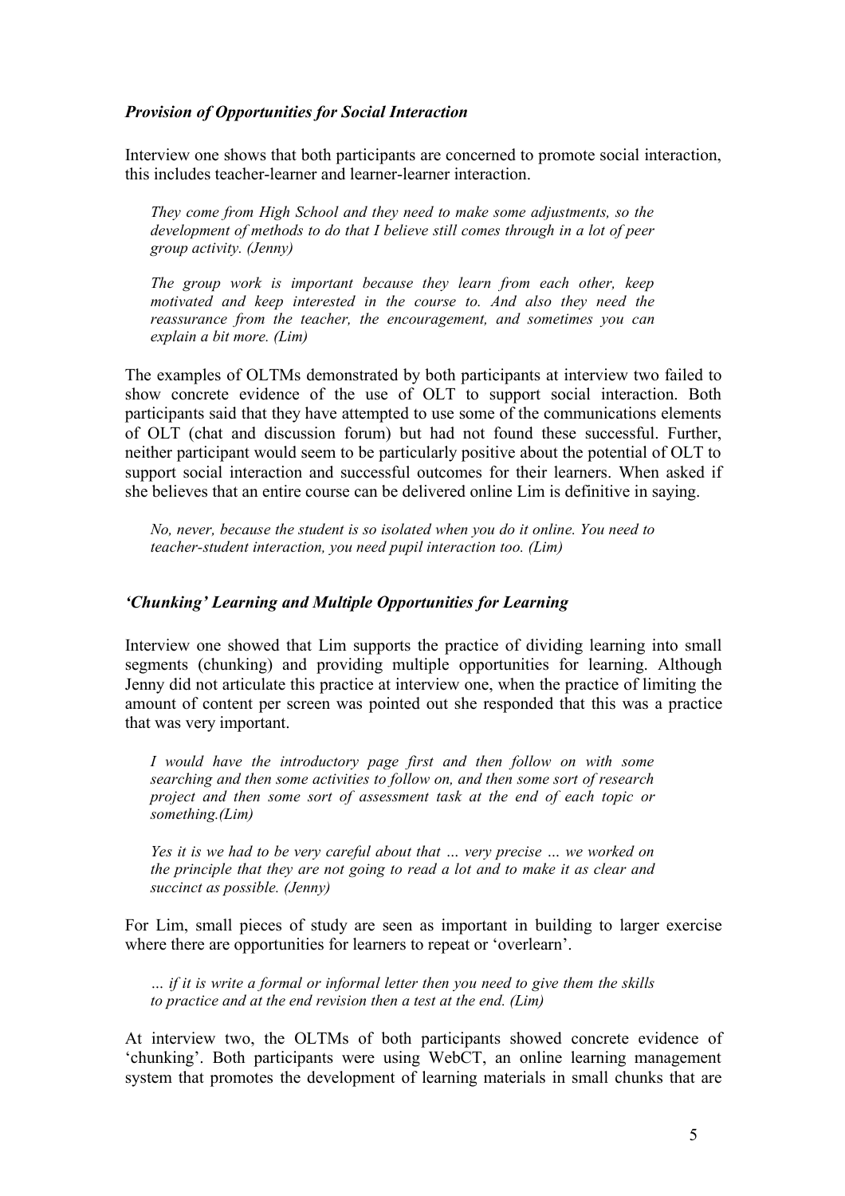### *Provision of Opportunities for Social Interaction*

Interview one shows that both participants are concerned to promote social interaction, this includes teacher-learner and learner-learner interaction.

> *They come from High School and they need to make some adjustments, so the development of methods to do that I believe still comes through in a lot of peer group activity. (Jenny)*

> *The group work is important because they learn from each other, keep motivated and keep interested in the course to. And also they need the reassurance from the teacher, the encouragement, and sometimes you can explain a bit more. (Lim)*

The examples of OLTMs demonstrated by both participants at interview two failed to show concrete evidence of the use of OLT to support social interaction. Both participants said that they have attempted to use some of the communications elements of OLT (chat and discussion forum) but had not found these successful. Further, neither participant would seem to be particularly positive about the potential of OLT to support social interaction and successful outcomes for their learners. When asked if she believes that an entire course can be delivered online Lim is definitive in saying.

> *No, never, because the student is so isolated when you do it online. You need to teacher-student interaction, you need pupil interaction too. (Lim)*

### *'Chunking' Learning and Multiple Opportunities for Learning*

Interview one showed that Lim supports the practice of dividing learning into small segments (chunking) and providing multiple opportunities for learning. Although Jenny did not articulate this practice at interview one, when the practice of limiting the amount of content per screen was pointed out she responded that this was a practice that was very important.

> *I would have the introductory page first and then follow on with some searching and then some activities to follow on, and then some sort of research project and then some sort of assessment task at the end of each topic or something.(Lim)*

> *Yes it is we had to be very careful about that … very precise … we worked on the principle that they are not going to read a lot and to make it as clear and succinct as possible. (Jenny)*

For Lim, small pieces of study are seen as important in building to larger exercise where there are opportunities for learners to repeat or 'overlearn'.

> *… if it is write a formal or informal letter then you need to give them the skills to practice and at the end revision then a test at the end. (Lim)*

At interview two, the OLTMs of both participants showed concrete evidence of 'chunking'. Both participants were using WebCT, an online learning management system that promotes the development of learning materials in small chunks that are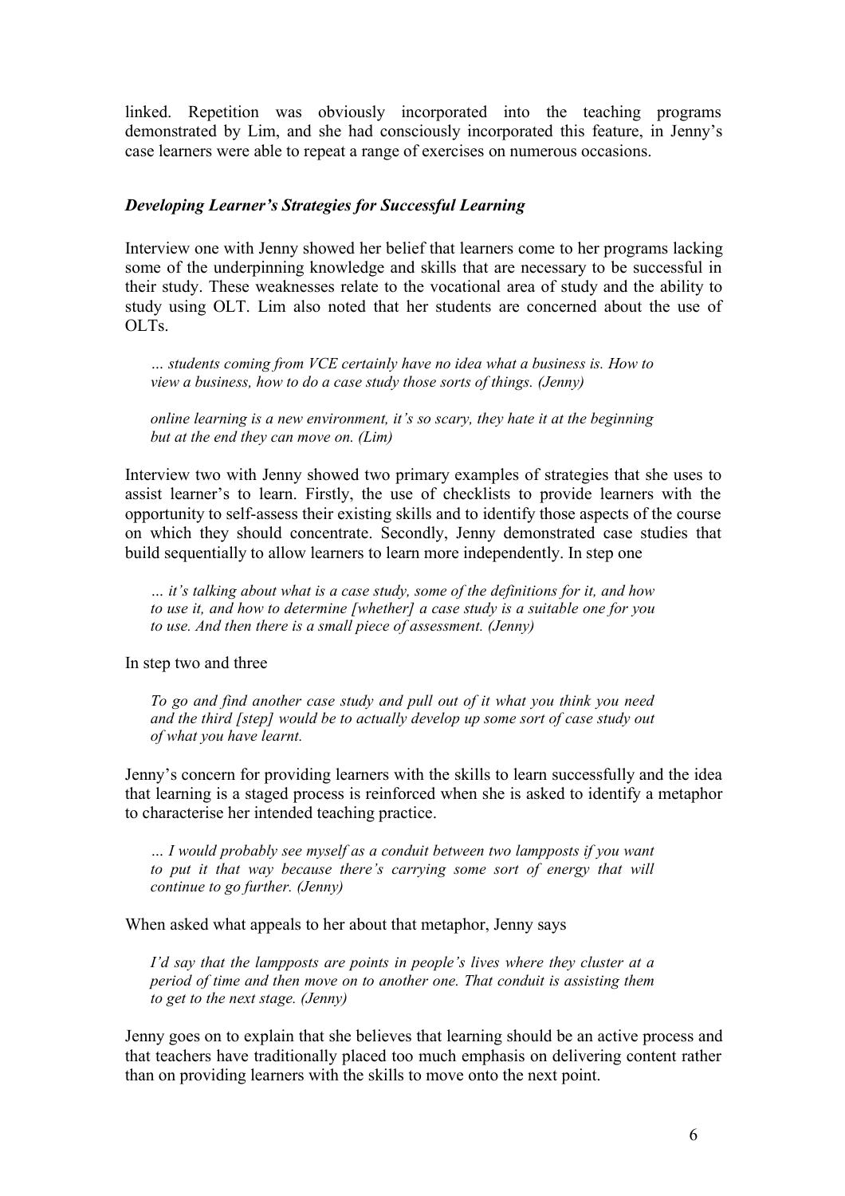linked. Repetition was obviously incorporated into the teaching programs demonstrated by Lim, and she had consciously incorporated this feature, in Jenny's case learners were able to repeat a range of exercises on numerous occasions.

### *Developing Learner's Strategies for Successful Learning*

Interview one with Jenny showed her belief that learners come to her programs lacking some of the underpinning knowledge and skills that are necessary to be successful in their study. These weaknesses relate to the vocational area of study and the ability to study using OLT. Lim also noted that her students are concerned about the use of OLTs.

> *… students coming from VCE certainly have no idea what a business is. How to view a business, how to do a case study those sorts of things. (Jenny)*

> *online learning is a new environment, it's so scary, they hate it at the beginning but at the end they can move on. (Lim)*

Interview two with Jenny showed two primary examples of strategies that she uses to assist learner's to learn. Firstly, the use of checklists to provide learners with the opportunity to self-assess their existing skills and to identify those aspects of the course on which they should concentrate. Secondly, Jenny demonstrated case studies that build sequentially to allow learners to learn more independently. In step one

> *… it's talking about what is a case study, some of the definitions for it, and how to use it, and how to determine [whether] a case study is a suitable one for you to use. And then there is a small piece of assessment. (Jenny)*

In step two and three

> *To go and find another case study and pull out of it what you think you need and the third [step] would be to actually develop up some sort of case study out of what you have learnt.*

Jenny's concern for providing learners with the skills to learn successfully and the idea that learning is a staged process is reinforced when she is asked to identify a metaphor to characterise her intended teaching practice.

> *… I would probably see myself as a conduit between two lampposts if you want to put it that way because there's carrying some sort of energy that will continue to go further. (Jenny)*

When asked what appeals to her about that metaphor, Jenny says

> *I'd say that the lampposts are points in people's lives where they cluster at a period of time and then move on to another one. That conduit is assisting them to get to the next stage. (Jenny)*

Jenny goes on to explain that she believes that learning should be an active process and that teachers have traditionally placed too much emphasis on delivering content rather than on providing learners with the skills to move onto the next point.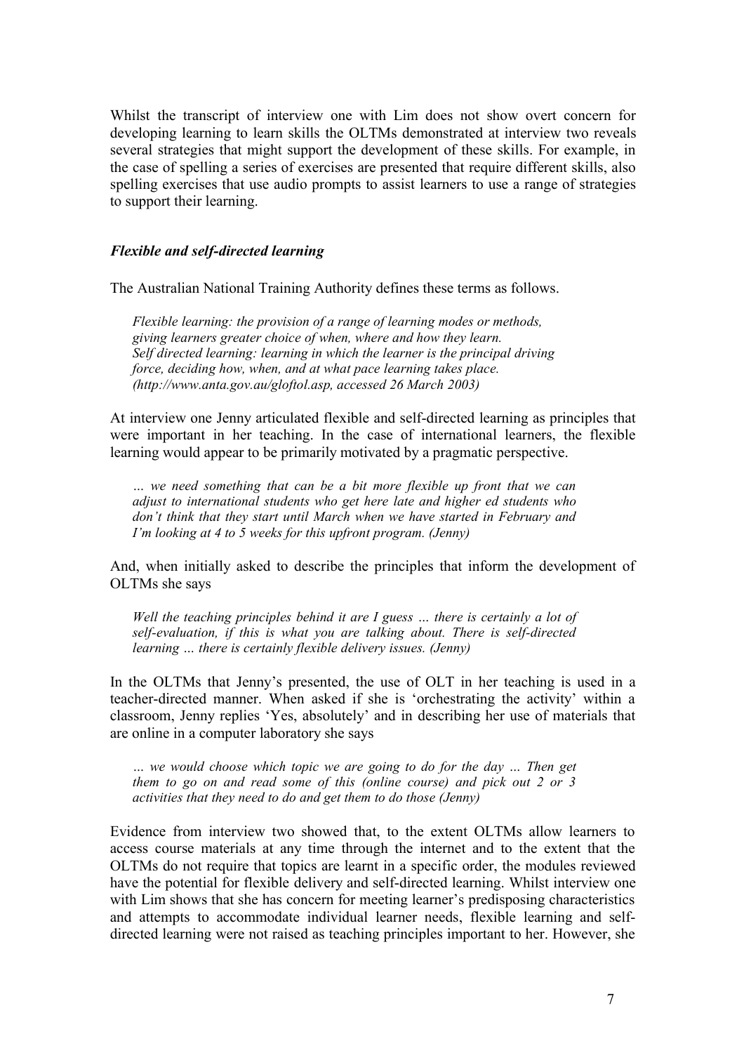Whilst the transcript of interview one with Lim does not show overt concern for developing learning to learn skills the OLTMs demonstrated at interview two reveals several strategies that might support the development of these skills. For example, in the case of spelling a series of exercises are presented that require different skills, also spelling exercises that use audio prompts to assist learners to use a range of strategies to support their learning.

### *Flexible and self-directed learning*

The Australian National Training Authority defines these terms as follows.

> *Flexible learning: the provision of a range of learning modes or methods, giving learners greater choice of when, where and how they learn.*
> *Self directed learning: learning in which the learner is the principal driving force, deciding how, when, and at what pace learning takes place.*
> *(http://www.anta.gov.au/gloftol.asp, accessed 26 March 2003)*

At interview one Jenny articulated flexible and self-directed learning as principles that were important in her teaching. In the case of international learners, the flexible learning would appear to be primarily motivated by a pragmatic perspective.

> *… we need something that can be a bit more flexible up front that we can adjust to international students who get here late and higher ed students who don't think that they start until March when we have started in February and I'm looking at 4 to 5 weeks for this upfront program. (Jenny)*

And, when initially asked to describe the principles that inform the development of OLTMs she says

> *Well the teaching principles behind it are I guess … there is certainly a lot of self-evaluation, if this is what you are talking about. There is self-directed learning … there is certainly flexible delivery issues. (Jenny)*

In the OLTMs that Jenny's presented, the use of OLT in her teaching is used in a teacher-directed manner. When asked if she is 'orchestrating the activity' within a classroom, Jenny replies 'Yes, absolutely' and in describing her use of materials that are online in a computer laboratory she says

> *… we would choose which topic we are going to do for the day … Then get them to go on and read some of this (online course) and pick out 2 or 3 activities that they need to do and get them to do those (Jenny)*

Evidence from interview two showed that, to the extent OLTMs allow learners to access course materials at any time through the internet and to the extent that the OLTMs do not require that topics are learnt in a specific order, the modules reviewed have the potential for flexible delivery and self-directed learning. Whilst interview one with Lim shows that she has concern for meeting learner's predisposing characteristics and attempts to accommodate individual learner needs, flexible learning and self-directed learning were not raised as teaching principles important to her. However, she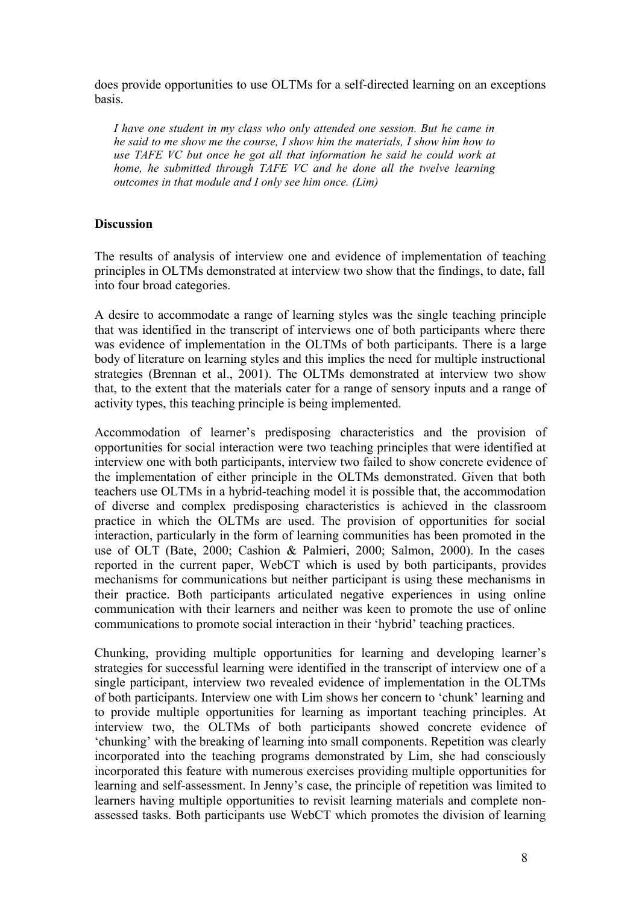does provide opportunities to use OLTMs for a self-directed learning on an exceptions basis.

> *I have one student in my class who only attended one session. But he came in he said to me show me the course, I show him the materials, I show him how to use TAFE VC but once he got all that information he said he could work at home, he submitted through TAFE VC and he done all the twelve learning outcomes in that module and I only see him once. (Lim)*

## Discussion

The results of analysis of interview one and evidence of implementation of teaching principles in OLTMs demonstrated at interview two show that the findings, to date, fall into four broad categories.

A desire to accommodate a range of learning styles was the single teaching principle that was identified in the transcript of interviews one of both participants where there was evidence of implementation in the OLTMs of both participants. There is a large body of literature on learning styles and this implies the need for multiple instructional strategies (Brennan et al., 2001). The OLTMs demonstrated at interview two show that, to the extent that the materials cater for a range of sensory inputs and a range of activity types, this teaching principle is being implemented.

Accommodation of learner's predisposing characteristics and the provision of opportunities for social interaction were two teaching principles that were identified at interview one with both participants, interview two failed to show concrete evidence of the implementation of either principle in the OLTMs demonstrated. Given that both teachers use OLTMs in a hybrid-teaching model it is possible that, the accommodation of diverse and complex predisposing characteristics is achieved in the classroom practice in which the OLTMs are used. The provision of opportunities for social interaction, particularly in the form of learning communities has been promoted in the use of OLT (Bate, 2000; Cashion & Palmieri, 2000; Salmon, 2000). In the cases reported in the current paper, WebCT which is used by both participants, provides mechanisms for communications but neither participant is using these mechanisms in their practice. Both participants articulated negative experiences in using online communication with their learners and neither was keen to promote the use of online communications to promote social interaction in their 'hybrid' teaching practices.

Chunking, providing multiple opportunities for learning and developing learner's strategies for successful learning were identified in the transcript of interview one of a single participant, interview two revealed evidence of implementation in the OLTMs of both participants. Interview one with Lim shows her concern to 'chunk' learning and to provide multiple opportunities for learning as important teaching principles. At interview two, the OLTMs of both participants showed concrete evidence of 'chunking' with the breaking of learning into small components. Repetition was clearly incorporated into the teaching programs demonstrated by Lim, she had consciously incorporated this feature with numerous exercises providing multiple opportunities for learning and self-assessment. In Jenny's case, the principle of repetition was limited to learners having multiple opportunities to revisit learning materials and complete non-assessed tasks. Both participants use WebCT which promotes the division of learning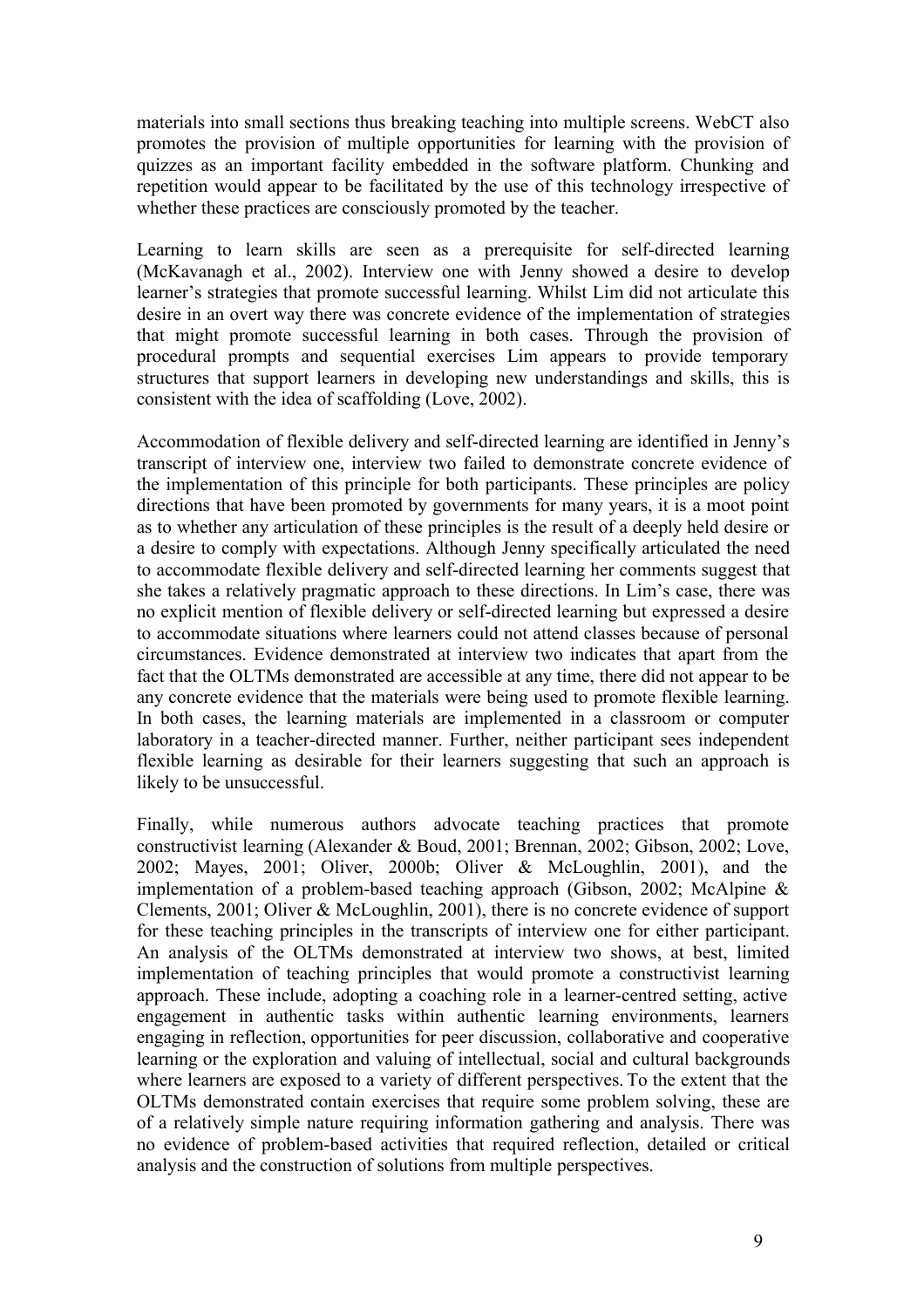materials into small sections thus breaking teaching into multiple screens. WebCT also promotes the provision of multiple opportunities for learning with the provision of quizzes as an important facility embedded in the software platform. Chunking and repetition would appear to be facilitated by the use of this technology irrespective of whether these practices are consciously promoted by the teacher.

Learning to learn skills are seen as a prerequisite for self-directed learning (McKavanagh et al., 2002). Interview one with Jenny showed a desire to develop learner's strategies that promote successful learning. Whilst Lim did not articulate this desire in an overt way there was concrete evidence of the implementation of strategies that might promote successful learning in both cases. Through the provision of procedural prompts and sequential exercises Lim appears to provide temporary structures that support learners in developing new understandings and skills, this is consistent with the idea of scaffolding (Love, 2002).

Accommodation of flexible delivery and self-directed learning are identified in Jenny's transcript of interview one, interview two failed to demonstrate concrete evidence of the implementation of this principle for both participants. These principles are policy directions that have been promoted by governments for many years, it is a moot point as to whether any articulation of these principles is the result of a deeply held desire or a desire to comply with expectations. Although Jenny specifically articulated the need to accommodate flexible delivery and self-directed learning her comments suggest that she takes a relatively pragmatic approach to these directions. In Lim's case, there was no explicit mention of flexible delivery or self-directed learning but expressed a desire to accommodate situations where learners could not attend classes because of personal circumstances. Evidence demonstrated at interview two indicates that apart from the fact that the OLTMs demonstrated are accessible at any time, there did not appear to be any concrete evidence that the materials were being used to promote flexible learning. In both cases, the learning materials are implemented in a classroom or computer laboratory in a teacher-directed manner. Further, neither participant sees independent flexible learning as desirable for their learners suggesting that such an approach is likely to be unsuccessful.

Finally, while numerous authors advocate teaching practices that promote constructivist learning (Alexander & Boud, 2001; Brennan, 2002; Gibson, 2002; Love, 2002; Mayes, 2001; Oliver, 2000b; Oliver & McLoughlin, 2001), and the implementation of a problem-based teaching approach (Gibson, 2002; McAlpine & Clements, 2001; Oliver & McLoughlin, 2001), there is no concrete evidence of support for these teaching principles in the transcripts of interview one for either participant. An analysis of the OLTMs demonstrated at interview two shows, at best, limited implementation of teaching principles that would promote a constructivist learning approach. These include, adopting a coaching role in a learner-centred setting, active engagement in authentic tasks within authentic learning environments, learners engaging in reflection, opportunities for peer discussion, collaborative and cooperative learning or the exploration and valuing of intellectual, social and cultural backgrounds where learners are exposed to a variety of different perspectives. To the extent that the OLTMs demonstrated contain exercises that require some problem solving, these are of a relatively simple nature requiring information gathering and analysis. There was no evidence of problem-based activities that required reflection, detailed or critical analysis and the construction of solutions from multiple perspectives.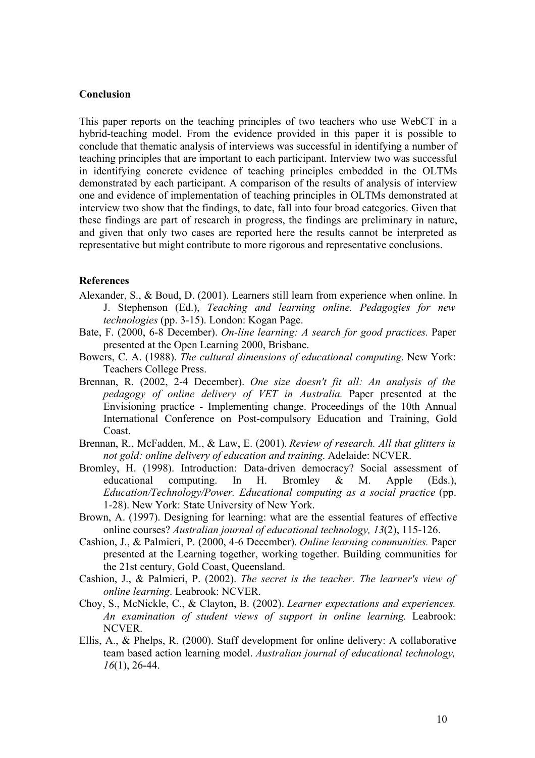## Conclusion

This paper reports on the teaching principles of two teachers who use WebCT in a hybrid-teaching model. From the evidence provided in this paper it is possible to conclude that thematic analysis of interviews was successful in identifying a number of teaching principles that are important to each participant. Interview two was successful in identifying concrete evidence of teaching principles embedded in the OLTMs demonstrated by each participant. A comparison of the results of analysis of interview one and evidence of implementation of teaching principles in OLTMs demonstrated at interview two show that the findings, to date, fall into four broad categories. Given that these findings are part of research in progress, the findings are preliminary in nature, and given that only two cases are reported here the results cannot be interpreted as representative but might contribute to more rigorous and representative conclusions.

## References

Alexander, S., & Boud, D. (2001). Learners still learn from experience when online. In J. Stephenson (Ed.), *Teaching and learning online. Pedagogies for new technologies* (pp. 3-15). London: Kogan Page.

Bate, F. (2000, 6-8 December). *On-line learning: A search for good practices.* Paper presented at the Open Learning 2000, Brisbane.

Bowers, C. A. (1988). *The cultural dimensions of educational computing*. New York: Teachers College Press.

Brennan, R. (2002, 2-4 December). *One size doesn't fit all: An analysis of the pedagogy of online delivery of VET in Australia.* Paper presented at the Envisioning practice - Implementing change. Proceedings of the 10th Annual International Conference on Post-compulsory Education and Training, Gold Coast.

Brennan, R., McFadden, M., & Law, E. (2001). *Review of research. All that glitters is not gold: online delivery of education and training*. Adelaide: NCVER.

Bromley, H. (1998). Introduction: Data-driven democracy? Social assessment of educational computing. In H. Bromley & M. Apple (Eds.), *Education/Technology/Power. Educational computing as a social practice* (pp. 1-28). New York: State University of New York.

Brown, A. (1997). Designing for learning: what are the essential features of effective online courses? *Australian journal of educational technology, 13*(2), 115-126.

Cashion, J., & Palmieri, P. (2000, 4-6 December). *Online learning communities.* Paper presented at the Learning together, working together. Building communities for the 21st century, Gold Coast, Queensland.

Cashion, J., & Palmieri, P. (2002). *The secret is the teacher. The learner's view of online learning*. Leabrook: NCVER.

Choy, S., McNickle, C., & Clayton, B. (2002). *Learner expectations and experiences. An examination of student views of support in online learning.* Leabrook: NCVER.

Ellis, A., & Phelps, R. (2000). Staff development for online delivery: A collaborative team based action learning model. *Australian journal of educational technology, 16*(1), 26-44.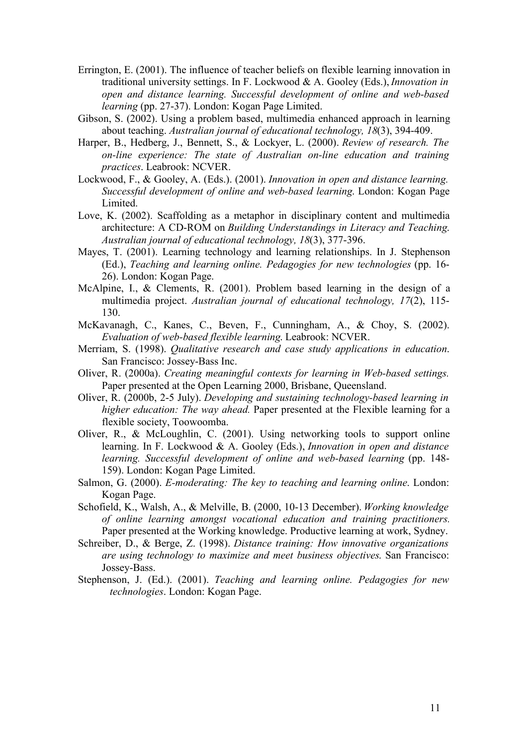Errington, E. (2001). The influence of teacher beliefs on flexible learning innovation in traditional university settings. In F. Lockwood & A. Gooley (Eds.), *Innovation in open and distance learning. Successful development of online and web-based learning* (pp. 27-37). London: Kogan Page Limited.

Gibson, S. (2002). Using a problem based, multimedia enhanced approach in learning about teaching. *Australian journal of educational technology, 18*(3), 394-409.

Harper, B., Hedberg, J., Bennett, S., & Lockyer, L. (2000). *Review of research. The on-line experience: The state of Australian on-line education and training practices*. Leabrook: NCVER.

Lockwood, F., & Gooley, A. (Eds.). (2001). *Innovation in open and distance learning. Successful development of online and web-based learning*. London: Kogan Page Limited.

Love, K. (2002). Scaffolding as a metaphor in disciplinary content and multimedia architecture: A CD-ROM on *Building Understandings in Literacy and Teaching. Australian journal of educational technology, 18*(3), 377-396.

Mayes, T. (2001). Learning technology and learning relationships. In J. Stephenson (Ed.), *Teaching and learning online. Pedagogies for new technologies* (pp. 16-26). London: Kogan Page.

McAlpine, I., & Clements, R. (2001). Problem based learning in the design of a multimedia project. *Australian journal of educational technology, 17*(2), 115-130.

McKavanagh, C., Kanes, C., Beven, F., Cunningham, A., & Choy, S. (2002). *Evaluation of web-based flexible learning*. Leabrook: NCVER.

Merriam, S. (1998). *Qualitative research and case study applications in education*. San Francisco: Jossey-Bass Inc.

Oliver, R. (2000a). *Creating meaningful contexts for learning in Web-based settings.* Paper presented at the Open Learning 2000, Brisbane, Queensland.

Oliver, R. (2000b, 2-5 July). *Developing and sustaining technology-based learning in higher education: The way ahead.* Paper presented at the Flexible learning for a flexible society, Toowoomba.

Oliver, R., & McLoughlin, C. (2001). Using networking tools to support online learning. In F. Lockwood & A. Gooley (Eds.), *Innovation in open and distance learning. Successful development of online and web-based learning* (pp. 148-159). London: Kogan Page Limited.

Salmon, G. (2000). *E-moderating: The key to teaching and learning online*. London: Kogan Page.

Schofield, K., Walsh, A., & Melville, B. (2000, 10-13 December). *Working knowledge of online learning amongst vocational education and training practitioners.* Paper presented at the Working knowledge. Productive learning at work, Sydney.

Schreiber, D., & Berge, Z. (1998). *Distance training: How innovative organizations are using technology to maximize and meet business objectives.* San Francisco: Jossey-Bass.

Stephenson, J. (Ed.). (2001). *Teaching and learning online. Pedagogies for new technologies*. London: Kogan Page.